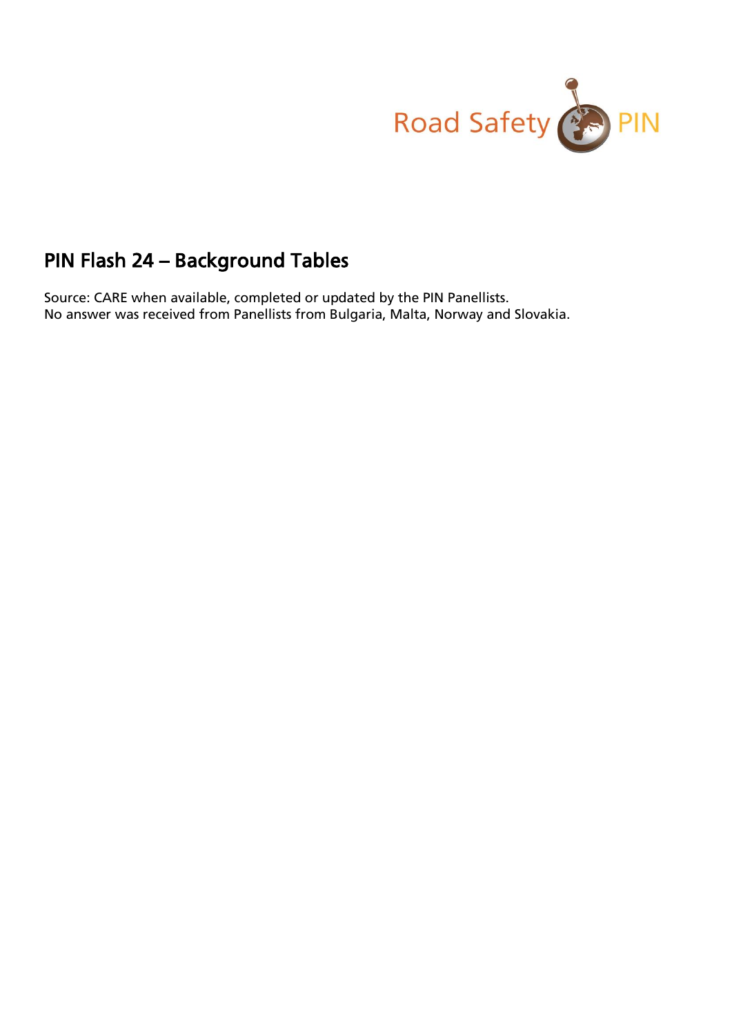Road Safety PIN

# PIN Flash 24 – Background Tables

Source: CARE when available, completed or updated by the PIN Panellists.
No answer was received from Panellists from Bulgaria, Malta, Norway and Slovakia.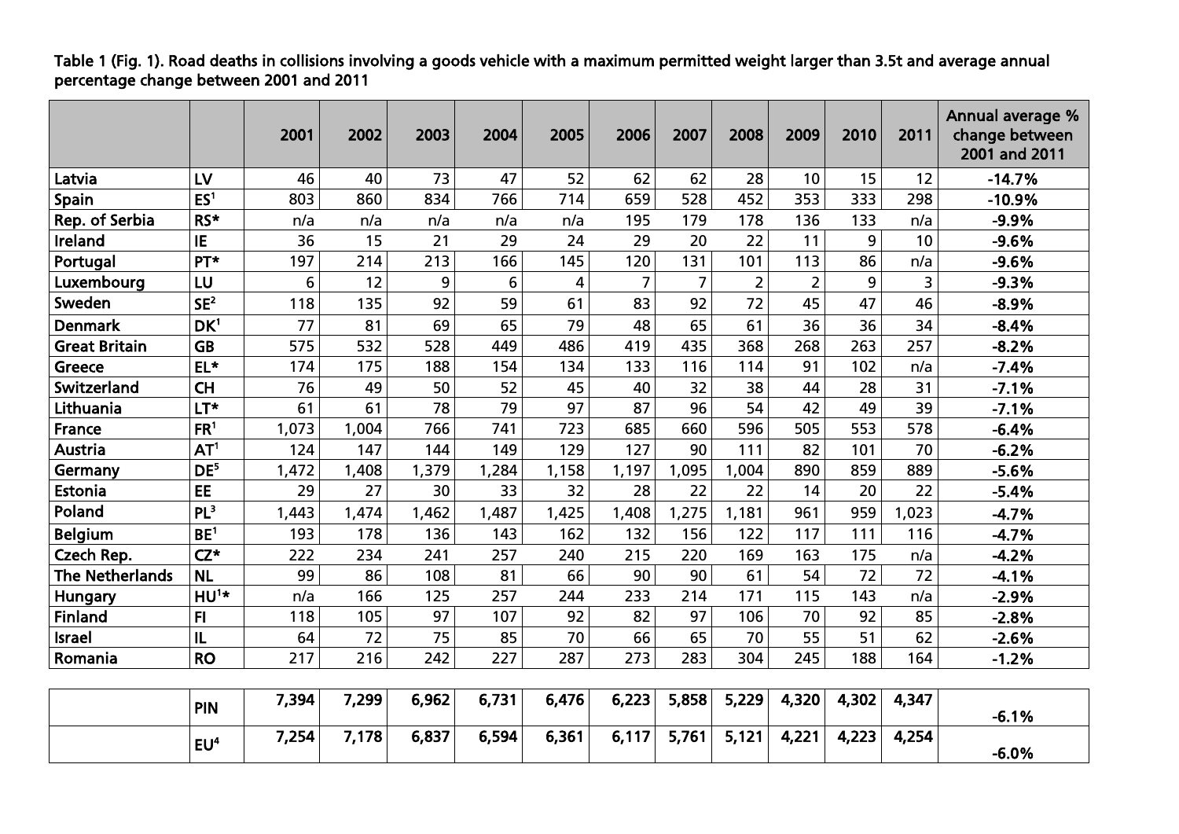Table 1 (Fig. 1). Road deaths in collisions involving a goods vehicle with a maximum permitted weight larger than 3.5t and average annual percentage change between 2001 and 2011

| | | 2001 | 2002 | 2003 | 2004 | 2005 | 2006 | 2007 | 2008 | 2009 | 2010 | 2011 | Annual average % change between 2001 and 2011 |
|---|---|---|---|---|---|---|---|---|---|---|---|---|---|
| Latvia | LV | 46 | 40 | 73 | 47 | 52 | 62 | 62 | 28 | 10 | 15 | 12 | -14.7% |
| Spain | ES[1] | 803 | 860 | 834 | 766 | 714 | 659 | 528 | 452 | 353 | 333 | 298 | -10.9% |
| Rep. of Serbia | RS* | n/a | n/a | n/a | n/a | n/a | 195 | 179 | 178 | 136 | 133 | n/a | -9.9% |
| Ireland | IE | 36 | 15 | 21 | 29 | 24 | 29 | 20 | 22 | 11 | 9 | 10 | -9.6% |
| Portugal | PT* | 197 | 214 | 213 | 166 | 145 | 120 | 131 | 101 | 113 | 86 | n/a | -9.6% |
| Luxembourg | LU | 6 | 12 | 9 | 6 | 4 | 7 | 7 | 2 | 2 | 9 | 3 | -9.3% |
| Sweden | SE[2] | 118 | 135 | 92 | 59 | 61 | 83 | 92 | 72 | 45 | 47 | 46 | -8.9% |
| Denmark | DK[1] | 77 | 81 | 69 | 65 | 79 | 48 | 65 | 61 | 36 | 36 | 34 | -8.4% |
| Great Britain | GB | 575 | 532 | 528 | 449 | 486 | 419 | 435 | 368 | 268 | 263 | 257 | -8.2% |
| Greece | EL* | 174 | 175 | 188 | 154 | 134 | 133 | 116 | 114 | 91 | 102 | n/a | -7.4% |
| Switzerland | CH | 76 | 49 | 50 | 52 | 45 | 40 | 32 | 38 | 44 | 28 | 31 | -7.1% |
| Lithuania | LT* | 61 | 61 | 78 | 79 | 97 | 87 | 96 | 54 | 42 | 49 | 39 | -7.1% |
| France | FR[1] | 1,073 | 1,004 | 766 | 741 | 723 | 685 | 660 | 596 | 505 | 553 | 578 | -6.4% |
| Austria | AT[1] | 124 | 147 | 144 | 149 | 129 | 127 | 90 | 111 | 82 | 101 | 70 | -6.2% |
| Germany | DE[5] | 1,472 | 1,408 | 1,379 | 1,284 | 1,158 | 1,197 | 1,095 | 1,004 | 890 | 859 | 889 | -5.6% |
| Estonia | EE | 29 | 27 | 30 | 33 | 32 | 28 | 22 | 22 | 14 | 20 | 22 | -5.4% |
| Poland | PL[3] | 1,443 | 1,474 | 1,462 | 1,487 | 1,425 | 1,408 | 1,275 | 1,181 | 961 | 959 | 1,023 | -4.7% |
| Belgium | BE[1] | 193 | 178 | 136 | 143 | 162 | 132 | 156 | 122 | 117 | 111 | 116 | -4.7% |
| Czech Rep. | CZ* | 222 | 234 | 241 | 257 | 240 | 215 | 220 | 169 | 163 | 175 | n/a | -4.2% |
| The Netherlands | NL | 99 | 86 | 108 | 81 | 66 | 90 | 90 | 61 | 54 | 72 | 72 | -4.1% |
| Hungary | HU[1]* | n/a | 166 | 125 | 257 | 244 | 233 | 214 | 171 | 115 | 143 | n/a | -2.9% |
| Finland | FI | 118 | 105 | 97 | 107 | 92 | 82 | 97 | 106 | 70 | 92 | 85 | -2.8% |
| Israel | IL | 64 | 72 | 75 | 85 | 70 | 66 | 65 | 70 | 55 | 51 | 62 | -2.6% |
| Romania | RO | 217 | 216 | 242 | 227 | 287 | 273 | 283 | 304 | 245 | 188 | 164 | -1.2% |
| | PIN | 7,394 | 7,299 | 6,962 | 6,731 | 6,476 | 6,223 | 5,858 | 5,229 | 4,320 | 4,302 | 4,347 | -6.1% |
| | EU[4] | 7,254 | 7,178 | 6,837 | 6,594 | 6,361 | 6,117 | 5,761 | 5,121 | 4,221 | 4,223 | 4,254 | -6.0% |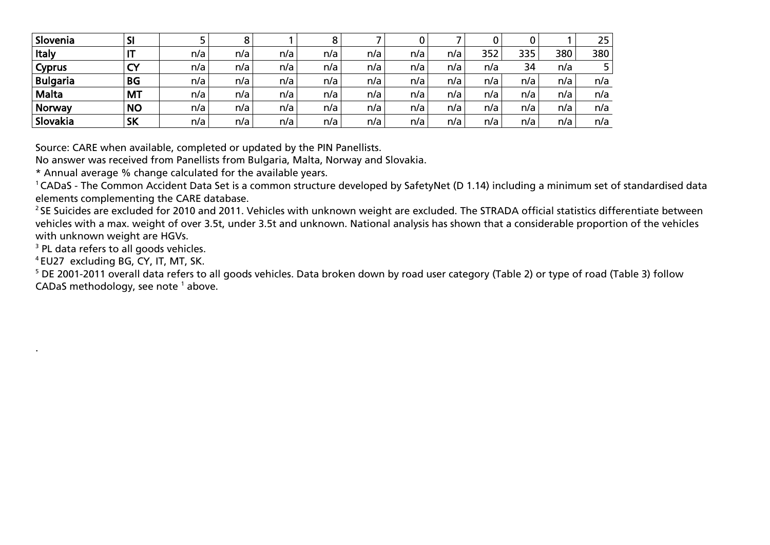| Slovenia | SI | 5 | 8 | 1 | 8 | 7 | 0 | 7 | 0 | 0 | 1 | 25 |
|---|---|---|---|---|---|---|---|---|---|---|---|---|
| Italy | IT | n/a | n/a | n/a | n/a | n/a | n/a | n/a | 352 | 335 | 380 | 380 |
| Cyprus | CY | n/a | n/a | n/a | n/a | n/a | n/a | n/a | n/a | 34 | n/a | 5 |
| Bulgaria | BG | n/a | n/a | n/a | n/a | n/a | n/a | n/a | n/a | n/a | n/a | n/a |
| Malta | MT | n/a | n/a | n/a | n/a | n/a | n/a | n/a | n/a | n/a | n/a | n/a |
| Norway | NO | n/a | n/a | n/a | n/a | n/a | n/a | n/a | n/a | n/a | n/a | n/a |
| Slovakia | SK | n/a | n/a | n/a | n/a | n/a | n/a | n/a | n/a | n/a | n/a | n/a |

Source: CARE when available, completed or updated by the PIN Panellists.

No answer was received from Panellists from Bulgaria, Malta, Norway and Slovakia.

* Annual average % change calculated for the available years.

[1] CADaS - The Common Accident Data Set is a common structure developed by SafetyNet (D 1.14) including a minimum set of standardised data elements complementing the CARE database.

[2] SE Suicides are excluded for 2010 and 2011. Vehicles with unknown weight are excluded. The STRADA official statistics differentiate between vehicles with a max. weight of over 3.5t, under 3.5t and unknown. National analysis has shown that a considerable proportion of the vehicles with unknown weight are HGVs.

[3] PL data refers to all goods vehicles.

[4] EU27 excluding BG, CY, IT, MT, SK.

[5] DE 2001-2011 overall data refers to all goods vehicles. Data broken down by road user category (Table 2) or type of road (Table 3) follow CADaS methodology, see note [1] above.

.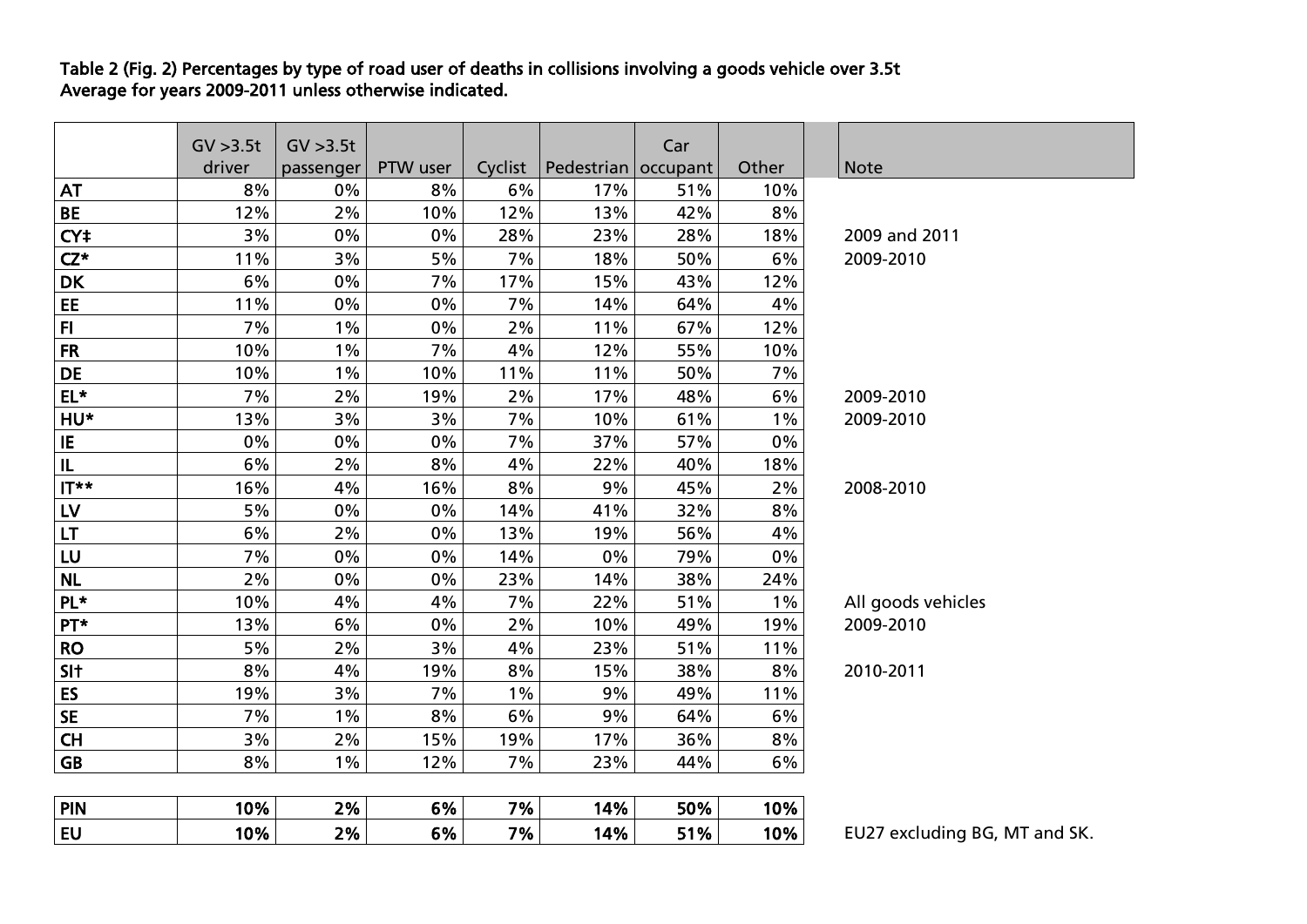**Table 2 (Fig. 2) Percentages by type of road user of deaths in collisions involving a goods vehicle over 3.5t**
**Average for years 2009-2011 unless otherwise indicated.**

| | GV >3.5t driver | GV >3.5t passenger | PTW user | Cyclist | Pedestrian | Car occupant | Other | Note |
|---|---|---|---|---|---|---|---|---|
| **AT** | 8% | 0% | 8% | 6% | 17% | 51% | 10% | |
| **BE** | 12% | 2% | 10% | 12% | 13% | 42% | 8% | |
| **CY‡** | 3% | 0% | 0% | 28% | 23% | 28% | 18% | 2009 and 2011 |
| **CZ*** | 11% | 3% | 5% | 7% | 18% | 50% | 6% | 2009-2010 |
| **DK** | 6% | 0% | 7% | 17% | 15% | 43% | 12% | |
| **EE** | 11% | 0% | 0% | 7% | 14% | 64% | 4% | |
| **FI** | 7% | 1% | 0% | 2% | 11% | 67% | 12% | |
| **FR** | 10% | 1% | 7% | 4% | 12% | 55% | 10% | |
| **DE** | 10% | 1% | 10% | 11% | 11% | 50% | 7% | |
| **EL*** | 7% | 2% | 19% | 2% | 17% | 48% | 6% | 2009-2010 |
| **HU*** | 13% | 3% | 3% | 7% | 10% | 61% | 1% | 2009-2010 |
| **IE** | 0% | 0% | 0% | 7% | 37% | 57% | 0% | |
| **IL** | 6% | 2% | 8% | 4% | 22% | 40% | 18% | |
| **IT**** | 16% | 4% | 16% | 8% | 9% | 45% | 2% | 2008-2010 |
| **LV** | 5% | 0% | 0% | 14% | 41% | 32% | 8% | |
| **LT** | 6% | 2% | 0% | 13% | 19% | 56% | 4% | |
| **LU** | 7% | 0% | 0% | 14% | 0% | 79% | 0% | |
| **NL** | 2% | 0% | 0% | 23% | 14% | 38% | 24% | |
| **PL*** | 10% | 4% | 4% | 7% | 22% | 51% | 1% | All goods vehicles |
| **PT*** | 13% | 6% | 0% | 2% | 10% | 49% | 19% | 2009-2010 |
| **RO** | 5% | 2% | 3% | 4% | 23% | 51% | 11% | |
| **SI†** | 8% | 4% | 19% | 8% | 15% | 38% | 8% | 2010-2011 |
| **ES** | 19% | 3% | 7% | 1% | 9% | 49% | 11% | |
| **SE** | 7% | 1% | 8% | 6% | 9% | 64% | 6% | |
| **CH** | 3% | 2% | 15% | 19% | 17% | 36% | 8% | |
| **GB** | 8% | 1% | 12% | 7% | 23% | 44% | 6% | |
| **PIN** | **10%** | **2%** | **6%** | **7%** | **14%** | **50%** | **10%** | |
| **EU** | **10%** | **2%** | **6%** | **7%** | **14%** | **51%** | **10%** | EU27 excluding BG, MT and SK. |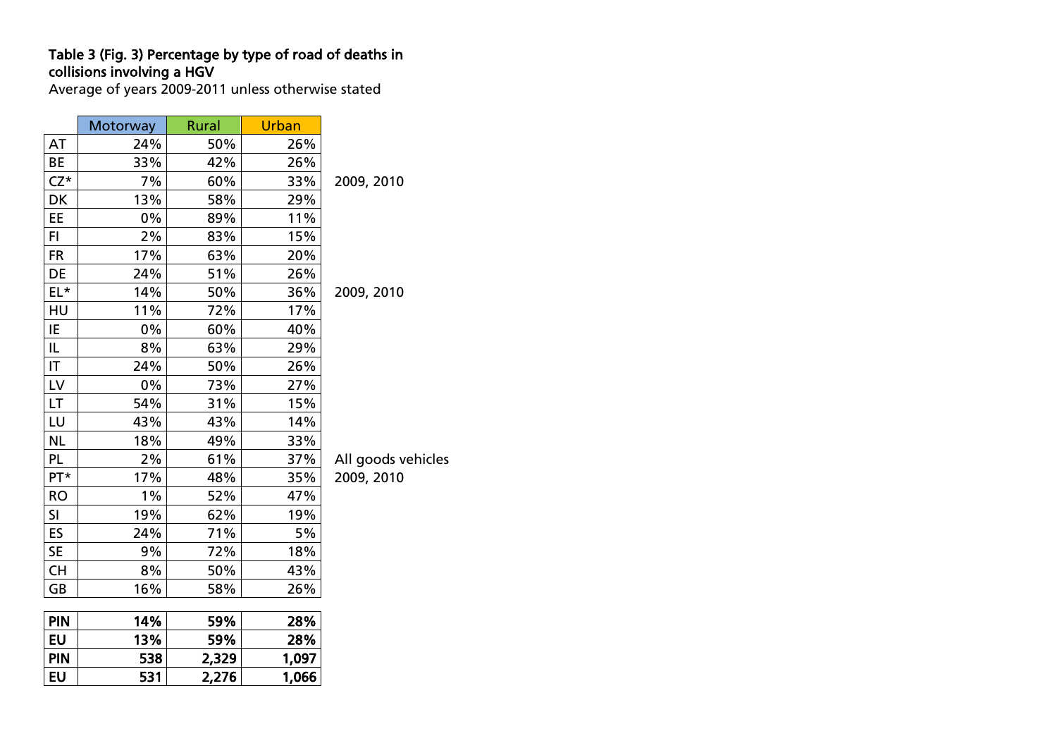**Table 3 (Fig. 3) Percentage by type of road of deaths in collisions involving a HGV**

Average of years 2009-2011 unless otherwise stated

| | Motorway | Rural | Urban | |
|---|---|---|---|---|
| AT | 24% | 50% | 26% | |
| BE | 33% | 42% | 26% | |
| CZ* | 7% | 60% | 33% | 2009, 2010 |
| DK | 13% | 58% | 29% | |
| EE | 0% | 89% | 11% | |
| FI | 2% | 83% | 15% | |
| FR | 17% | 63% | 20% | |
| DE | 24% | 51% | 26% | |
| EL* | 14% | 50% | 36% | 2009, 2010 |
| HU | 11% | 72% | 17% | |
| IE | 0% | 60% | 40% | |
| IL | 8% | 63% | 29% | |
| IT | 24% | 50% | 26% | |
| LV | 0% | 73% | 27% | |
| LT | 54% | 31% | 15% | |
| LU | 43% | 43% | 14% | |
| NL | 18% | 49% | 33% | |
| PL | 2% | 61% | 37% | All goods vehicles |
| PT* | 17% | 48% | 35% | 2009, 2010 |
| RO | 1% | 52% | 47% | |
| SI | 19% | 62% | 19% | |
| ES | 24% | 71% | 5% | |
| SE | 9% | 72% | 18% | |
| CH | 8% | 50% | 43% | |
| GB | 16% | 58% | 26% | |
| **PIN** | **14%** | **59%** | **28%** | |
| **EU** | **13%** | **59%** | **28%** | |
| **PIN** | **538** | **2,329** | **1,097** | |
| **EU** | **531** | **2,276** | **1,066** | |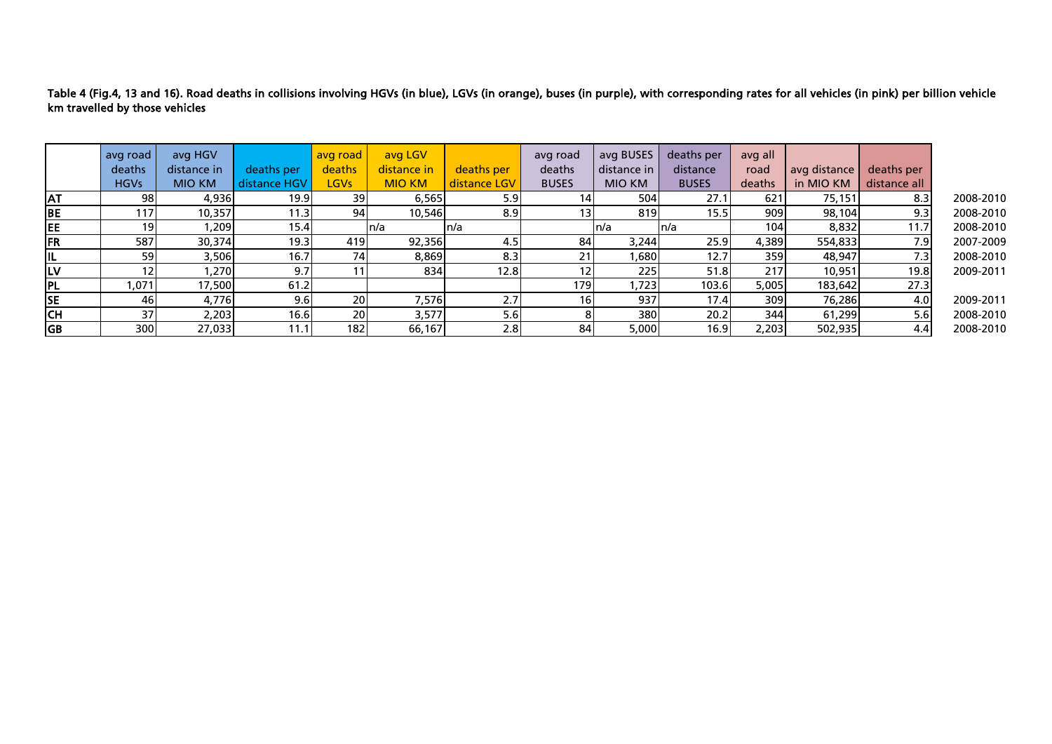Table 4 (Fig.4, 13 and 16). Road deaths in collisions involving HGVs (in blue), LGVs (in orange), buses (in purple), with corresponding rates for all vehicles (in pink) per billion vehicle km travelled by those vehicles

| | avg road deaths HGVs | avg HGV distance in MIO KM | deaths per distance HGV | avg road deaths LGVs | avg LGV distance in MIO KM | deaths per distance LGV | avg road deaths BUSES | avg BUSES distance in MIO KM | deaths per distance BUSES | avg all road deaths | avg distance in MIO KM | deaths per distance all | |
|---|---|---|---|---|---|---|---|---|---|---|---|---|---|
| AT | 98 | 4,936 | 19.9 | 39 | 6,565 | 5.9 | 14 | 504 | 27.1 | 621 | 75,151 | 8.3 | 2008-2010 |
| BE | 117 | 10,357 | 11.3 | 94 | 10,546 | 8.9 | 13 | 819 | 15.5 | 909 | 98,104 | 9.3 | 2008-2010 |
| EE | 19 | 1,209 | 15.4 | | n/a | n/a | | n/a | n/a | 104 | 8,832 | 11.7 | 2008-2010 |
| FR | 587 | 30,374 | 19.3 | 419 | 92,356 | 4.5 | 84 | 3,244 | 25.9 | 4,389 | 554,833 | 7.9 | 2007-2009 |
| IL | 59 | 3,506 | 16.7 | 74 | 8,869 | 8.3 | 21 | 1,680 | 12.7 | 359 | 48,947 | 7.3 | 2008-2010 |
| LV | 12 | 1,270 | 9.7 | 11 | 834 | 12.8 | 12 | 225 | 51.8 | 217 | 10,951 | 19.8 | 2009-2011 |
| PL | 1,071 | 17,500 | 61.2 | | | | 179 | 1,723 | 103.6 | 5,005 | 183,642 | 27.3 | |
| SE | 46 | 4,776 | 9.6 | 20 | 7,576 | 2.7 | 16 | 937 | 17.4 | 309 | 76,286 | 4.0 | 2009-2011 |
| CH | 37 | 2,203 | 16.6 | 20 | 3,577 | 5.6 | 8 | 380 | 20.2 | 344 | 61,299 | 5.6 | 2008-2010 |
| GB | 300 | 27,033 | 11.1 | 182 | 66,167 | 2.8 | 84 | 5,000 | 16.9 | 2,203 | 502,935 | 4.4 | 2008-2010 |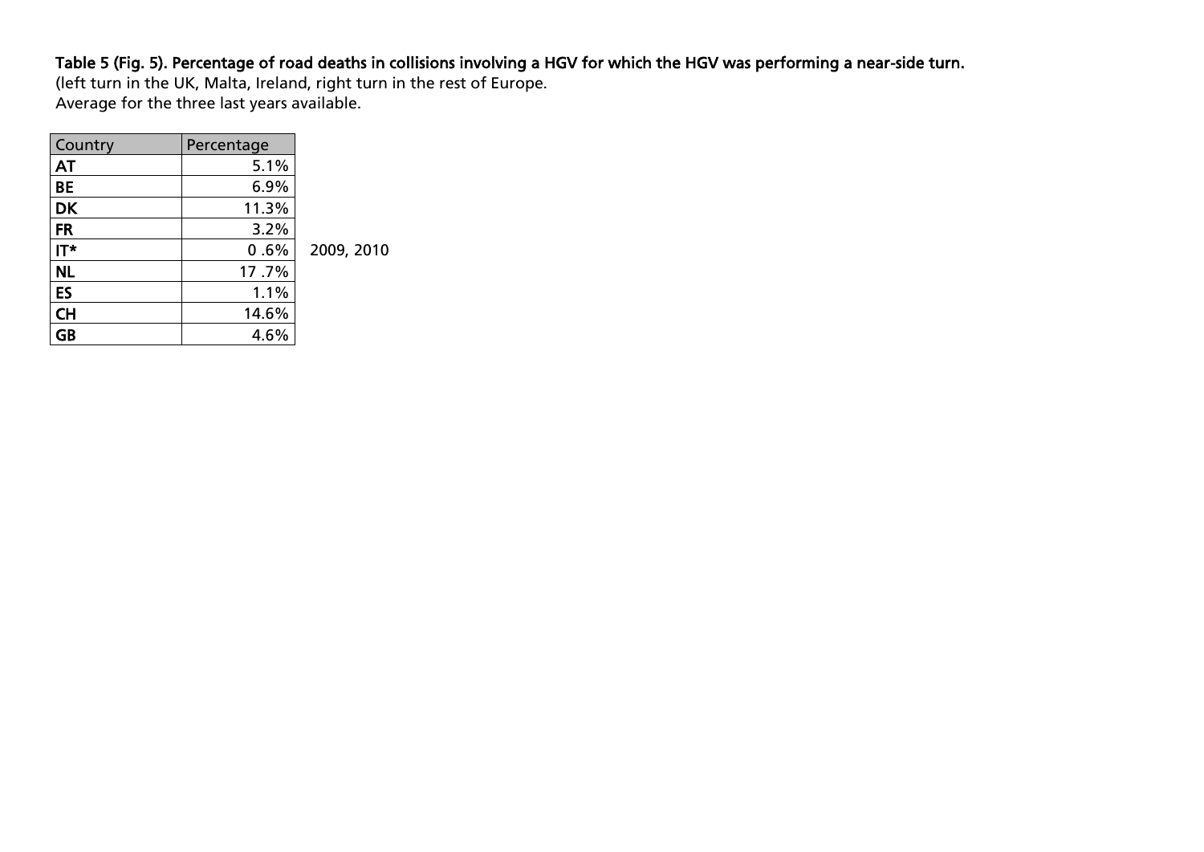**Table 5 (Fig. 5). Percentage of road deaths in collisions involving a HGV for which the HGV was performing a near-side turn.**

(left turn in the UK, Malta, Ireland, right turn in the rest of Europe.

Average for the three last years available.

| Country | Percentage | |
|---|---|---|
| **AT** | 5.1% | |
| **BE** | 6.9% | |
| **DK** | 11.3% | |
| **FR** | 3.2% | |
| **IT*** | 0 .6% | 2009, 2010 |
| **NL** | 17 .7% | |
| **ES** | 1.1% | |
| **CH** | 14.6% | |
| **GB** | 4.6% | |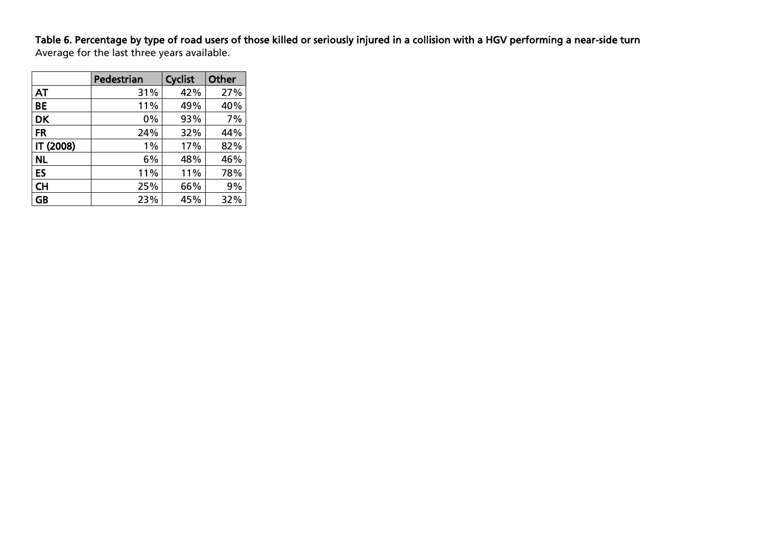**Table 6. Percentage by type of road users of those killed or seriously injured in a collision with a HGV performing a near-side turn**
Average for the last three years available.

| | Pedestrian | Cyclist | Other |
|---|---|---|---|
| **AT** | 31% | 42% | 27% |
| **BE** | 11% | 49% | 40% |
| **DK** | 0% | 93% | 7% |
| **FR** | 24% | 32% | 44% |
| **IT (2008)** | 1% | 17% | 82% |
| **NL** | 6% | 48% | 46% |
| **ES** | 11% | 11% | 78% |
| **CH** | 25% | 66% | 9% |
| **GB** | 23% | 45% | 32% |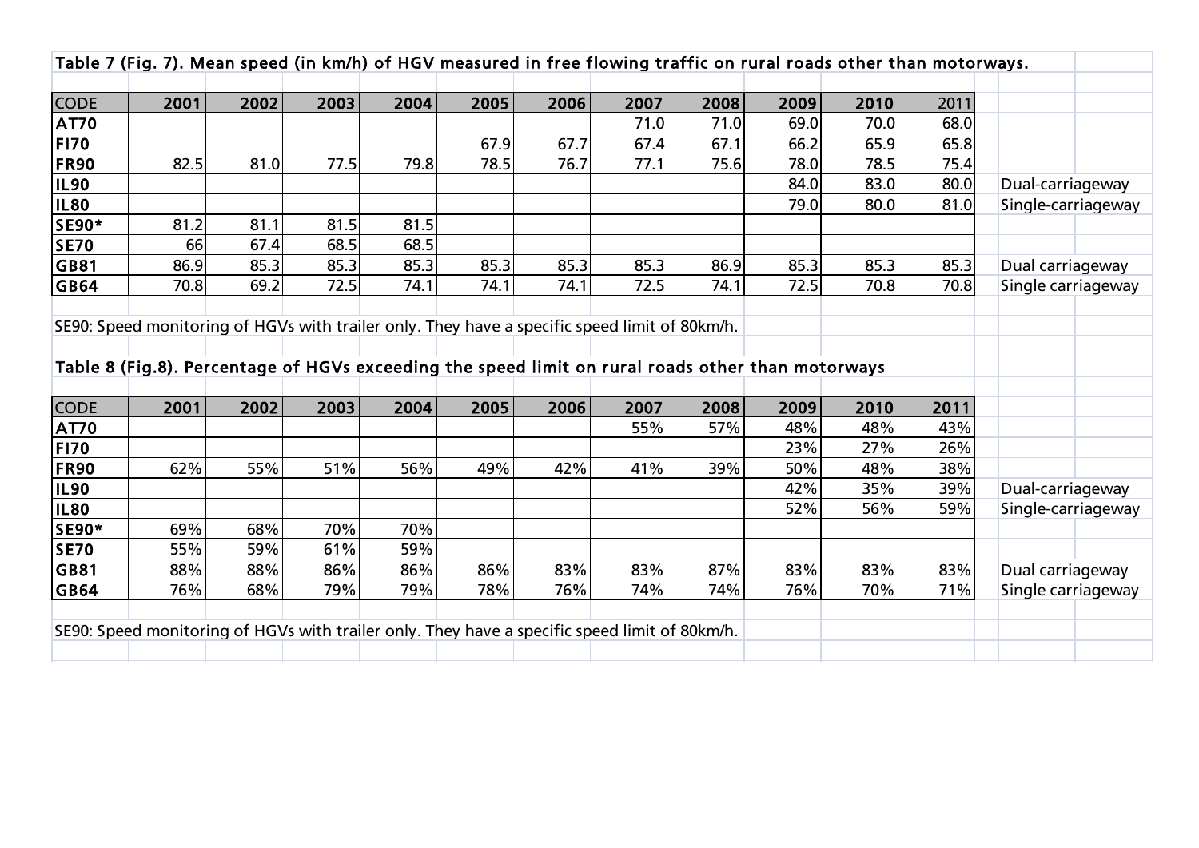Table 7 (Fig. 7). Mean speed (in km/h) of HGV measured in free flowing traffic on rural roads other than motorways.

| CODE | 2001 | 2002 | 2003 | 2004 | 2005 | 2006 | 2007 | 2008 | 2009 | 2010 | 2011 | |
|---|---|---|---|---|---|---|---|---|---|---|---|---|
| AT70 | | | | | | | 71.0 | 71.0 | 69.0 | 70.0 | 68.0 | |
| FI70 | | | | | 67.9 | 67.7 | 67.4 | 67.1 | 66.2 | 65.9 | 65.8 | |
| FR90 | 82.5 | 81.0 | 77.5 | 79.8 | 78.5 | 76.7 | 77.1 | 75.6 | 78.0 | 78.5 | 75.4 | |
| IL90 | | | | | | | | | 84.0 | 83.0 | 80.0 | Dual-carriageway |
| IL80 | | | | | | | | | 79.0 | 80.0 | 81.0 | Single-carriageway |
| SE90* | 81.2 | 81.1 | 81.5 | 81.5 | | | | | | | | |
| SE70 | 66 | 67.4 | 68.5 | 68.5 | | | | | | | | |
| GB81 | 86.9 | 85.3 | 85.3 | 85.3 | 85.3 | 85.3 | 85.3 | 86.9 | 85.3 | 85.3 | 85.3 | Dual carriageway |
| GB64 | 70.8 | 69.2 | 72.5 | 74.1 | 74.1 | 74.1 | 72.5 | 74.1 | 72.5 | 70.8 | 70.8 | Single carriageway |

SE90: Speed monitoring of HGVs with trailer only. They have a specific speed limit of 80km/h.

Table 8 (Fig.8). Percentage of HGVs exceeding the speed limit on rural roads other than motorways

| CODE | 2001 | 2002 | 2003 | 2004 | 2005 | 2006 | 2007 | 2008 | 2009 | 2010 | 2011 | |
|---|---|---|---|---|---|---|---|---|---|---|---|---|
| AT70 | | | | | | | 55% | 57% | 48% | 48% | 43% | |
| FI70 | | | | | | | | | 23% | 27% | 26% | |
| FR90 | 62% | 55% | 51% | 56% | 49% | 42% | 41% | 39% | 50% | 48% | 38% | |
| IL90 | | | | | | | | | 42% | 35% | 39% | Dual-carriageway |
| IL80 | | | | | | | | | 52% | 56% | 59% | Single-carriageway |
| SE90* | 69% | 68% | 70% | 70% | | | | | | | | |
| SE70 | 55% | 59% | 61% | 59% | | | | | | | | |
| GB81 | 88% | 88% | 86% | 86% | 86% | 83% | 83% | 87% | 83% | 83% | 83% | Dual carriageway |
| GB64 | 76% | 68% | 79% | 79% | 78% | 76% | 74% | 74% | 76% | 70% | 71% | Single carriageway |

SE90: Speed monitoring of HGVs with trailer only. They have a specific speed limit of 80km/h.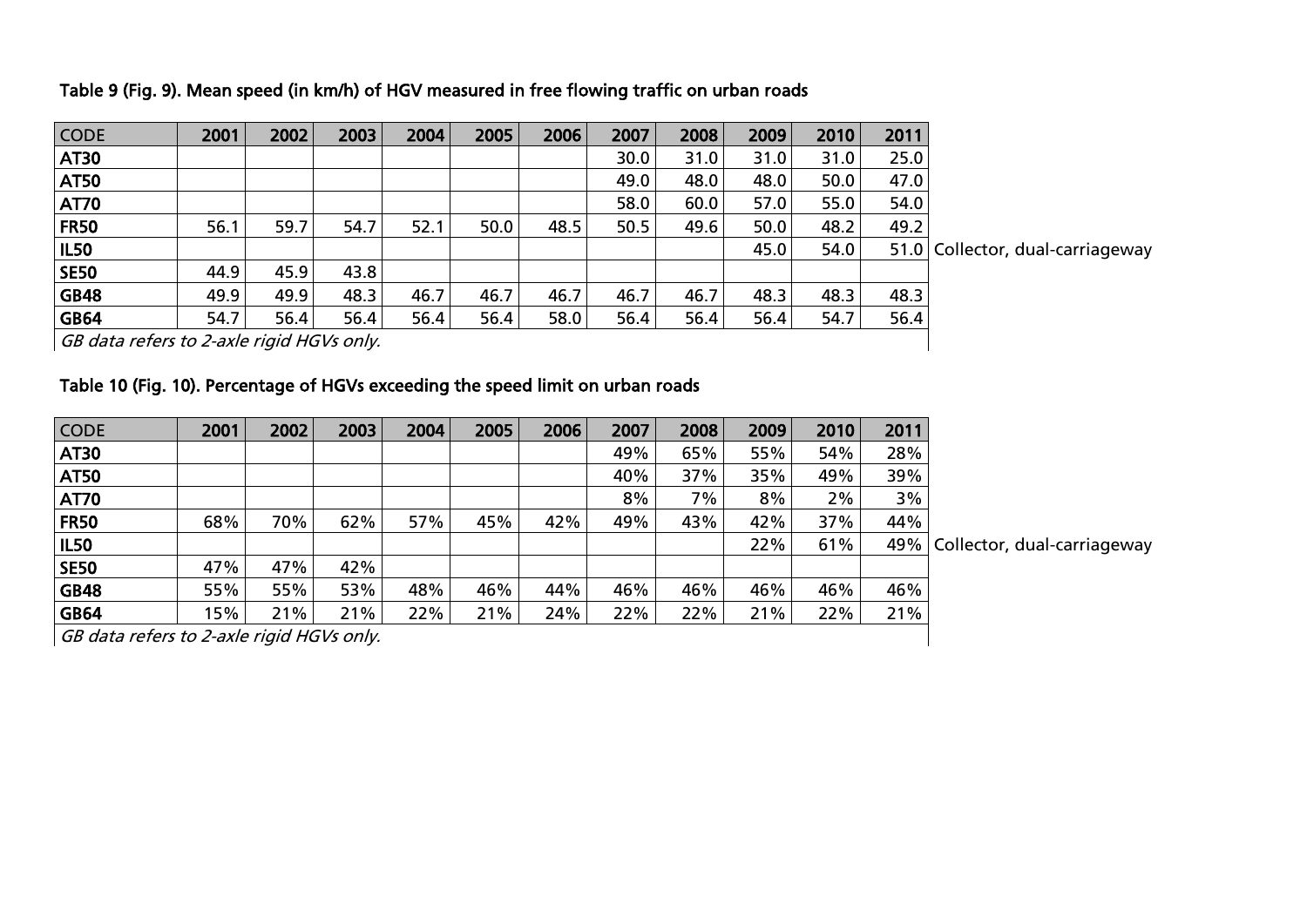**Table 9 (Fig. 9). Mean speed (in km/h) of HGV measured in free flowing traffic on urban roads**

| CODE | 2001 | 2002 | 2003 | 2004 | 2005 | 2006 | 2007 | 2008 | 2009 | 2010 | 2011 | |
|---|---|---|---|---|---|---|---|---|---|---|---|---|
| **AT30** | | | | | | | 30.0 | 31.0 | 31.0 | 31.0 | 25.0 | |
| **AT50** | | | | | | | 49.0 | 48.0 | 48.0 | 50.0 | 47.0 | |
| **AT70** | | | | | | | 58.0 | 60.0 | 57.0 | 55.0 | 54.0 | |
| **FR50** | 56.1 | 59.7 | 54.7 | 52.1 | 50.0 | 48.5 | 50.5 | 49.6 | 50.0 | 48.2 | 49.2 | |
| **IL50** | | | | | | | | | 45.0 | 54.0 | 51.0 | Collector, dual-carriageway |
| **SE50** | 44.9 | 45.9 | 43.8 | | | | | | | | | |
| **GB48** | 49.9 | 49.9 | 48.3 | 46.7 | 46.7 | 46.7 | 46.7 | 46.7 | 48.3 | 48.3 | 48.3 | |
| **GB64** | 54.7 | 56.4 | 56.4 | 56.4 | 56.4 | 58.0 | 56.4 | 56.4 | 56.4 | 54.7 | 56.4 | |

*GB data refers to 2-axle rigid HGVs only.*

**Table 10 (Fig. 10). Percentage of HGVs exceeding the speed limit on urban roads**

| CODE | 2001 | 2002 | 2003 | 2004 | 2005 | 2006 | 2007 | 2008 | 2009 | 2010 | 2011 | |
|---|---|---|---|---|---|---|---|---|---|---|---|---|
| **AT30** | | | | | | | 49% | 65% | 55% | 54% | 28% | |
| **AT50** | | | | | | | 40% | 37% | 35% | 49% | 39% | |
| **AT70** | | | | | | | 8% | 7% | 8% | 2% | 3% | |
| **FR50** | 68% | 70% | 62% | 57% | 45% | 42% | 49% | 43% | 42% | 37% | 44% | |
| **IL50** | | | | | | | | | 22% | 61% | 49% | Collector, dual-carriageway |
| **SE50** | 47% | 47% | 42% | | | | | | | | | |
| **GB48** | 55% | 55% | 53% | 48% | 46% | 44% | 46% | 46% | 46% | 46% | 46% | |
| **GB64** | 15% | 21% | 21% | 22% | 21% | 24% | 22% | 22% | 21% | 22% | 21% | |

*GB data refers to 2-axle rigid HGVs only.*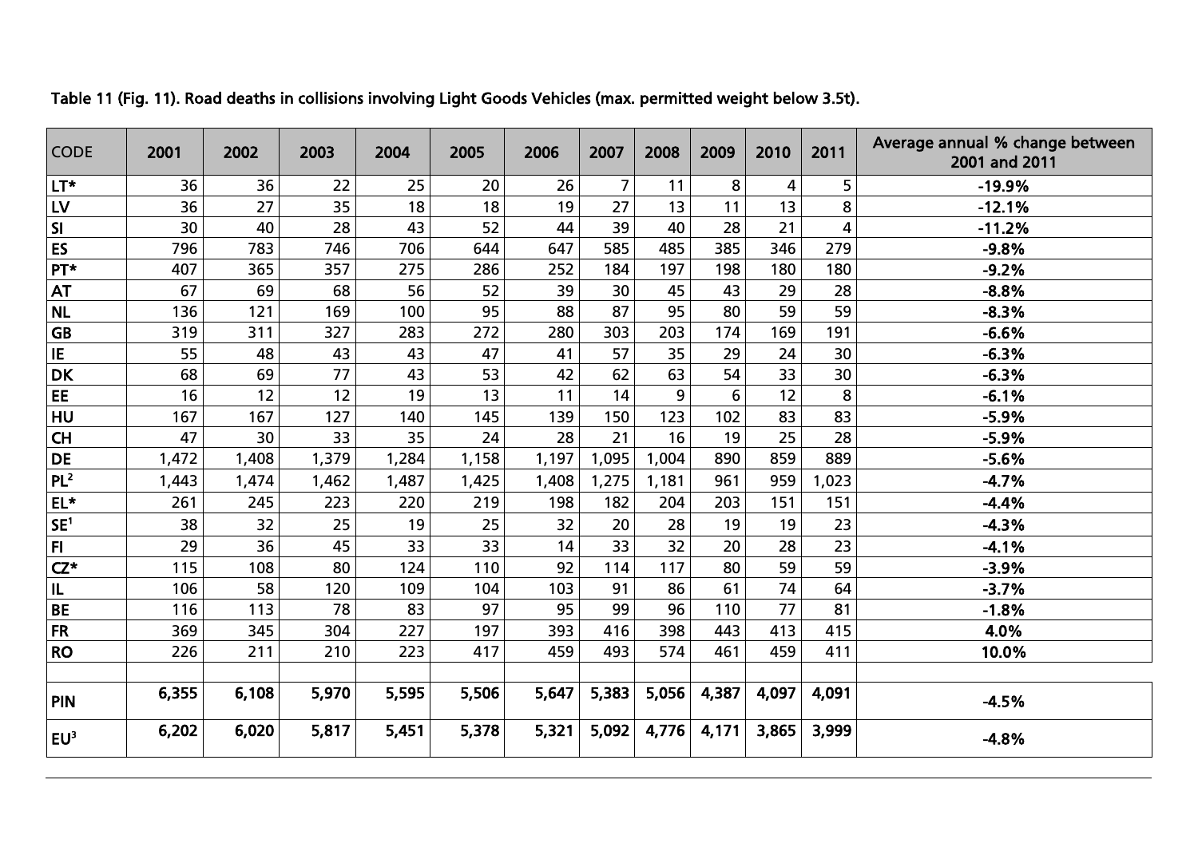Table 11 (Fig. 11). Road deaths in collisions involving Light Goods Vehicles (max. permitted weight below 3.5t).

| CODE | 2001 | 2002 | 2003 | 2004 | 2005 | 2006 | 2007 | 2008 | 2009 | 2010 | 2011 | Average annual % change between 2001 and 2011 |
|---|---|---|---|---|---|---|---|---|---|---|---|---|
| LT* | 36 | 36 | 22 | 25 | 20 | 26 | 7 | 11 | 8 | 4 | 5 | -19.9% |
| LV | 36 | 27 | 35 | 18 | 18 | 19 | 27 | 13 | 11 | 13 | 8 | -12.1% |
| SI | 30 | 40 | 28 | 43 | 52 | 44 | 39 | 40 | 28 | 21 | 4 | -11.2% |
| ES | 796 | 783 | 746 | 706 | 644 | 647 | 585 | 485 | 385 | 346 | 279 | -9.8% |
| PT* | 407 | 365 | 357 | 275 | 286 | 252 | 184 | 197 | 198 | 180 | 180 | -9.2% |
| AT | 67 | 69 | 68 | 56 | 52 | 39 | 30 | 45 | 43 | 29 | 28 | -8.8% |
| NL | 136 | 121 | 169 | 100 | 95 | 88 | 87 | 95 | 80 | 59 | 59 | -8.3% |
| GB | 319 | 311 | 327 | 283 | 272 | 280 | 303 | 203 | 174 | 169 | 191 | -6.6% |
| IE | 55 | 48 | 43 | 43 | 47 | 41 | 57 | 35 | 29 | 24 | 30 | -6.3% |
| DK | 68 | 69 | 77 | 43 | 53 | 42 | 62 | 63 | 54 | 33 | 30 | -6.3% |
| EE | 16 | 12 | 12 | 19 | 13 | 11 | 14 | 9 | 6 | 12 | 8 | -6.1% |
| HU | 167 | 167 | 127 | 140 | 145 | 139 | 150 | 123 | 102 | 83 | 83 | -5.9% |
| CH | 47 | 30 | 33 | 35 | 24 | 28 | 21 | 16 | 19 | 25 | 28 | -5.9% |
| DE | 1,472 | 1,408 | 1,379 | 1,284 | 1,158 | 1,197 | 1,095 | 1,004 | 890 | 859 | 889 | -5.6% |
| PL[2] | 1,443 | 1,474 | 1,462 | 1,487 | 1,425 | 1,408 | 1,275 | 1,181 | 961 | 959 | 1,023 | -4.7% |
| EL* | 261 | 245 | 223 | 220 | 219 | 198 | 182 | 204 | 203 | 151 | 151 | -4.4% |
| SE[1] | 38 | 32 | 25 | 19 | 25 | 32 | 20 | 28 | 19 | 19 | 23 | -4.3% |
| FI | 29 | 36 | 45 | 33 | 33 | 14 | 33 | 32 | 20 | 28 | 23 | -4.1% |
| CZ* | 115 | 108 | 80 | 124 | 110 | 92 | 114 | 117 | 80 | 59 | 59 | -3.9% |
| IL | 106 | 58 | 120 | 109 | 104 | 103 | 91 | 86 | 61 | 74 | 64 | -3.7% |
| BE | 116 | 113 | 78 | 83 | 97 | 95 | 99 | 96 | 110 | 77 | 81 | -1.8% |
| FR | 369 | 345 | 304 | 227 | 197 | 393 | 416 | 398 | 443 | 413 | 415 | 4.0% |
| RO | 226 | 211 | 210 | 223 | 417 | 459 | 493 | 574 | 461 | 459 | 411 | 10.0% |
| | | | | | | | | | | | | |
| PIN | 6,355 | 6,108 | 5,970 | 5,595 | 5,506 | 5,647 | 5,383 | 5,056 | 4,387 | 4,097 | 4,091 | -4.5% |
| EU[3] | 6,202 | 6,020 | 5,817 | 5,451 | 5,378 | 5,321 | 5,092 | 4,776 | 4,171 | 3,865 | 3,999 | -4.8% |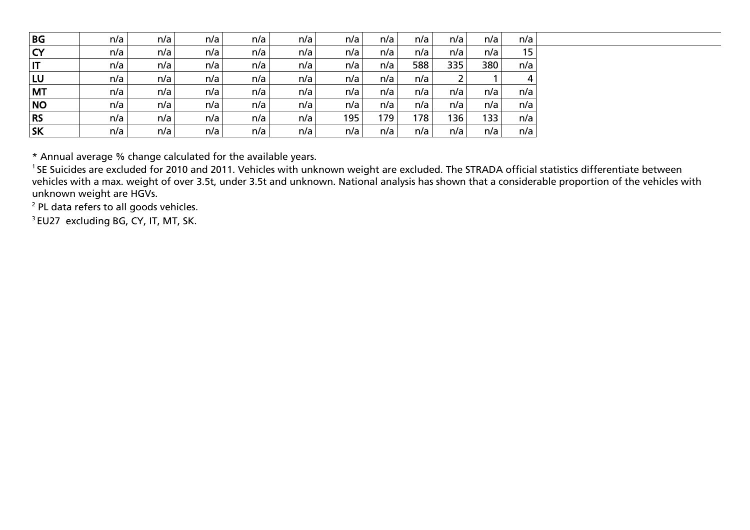| BG | n/a | n/a | n/a | n/a | n/a | n/a | n/a | n/a | n/a | n/a | n/a | |
|---|---|---|---|---|---|---|---|---|---|---|---|---|
| CY | n/a | n/a | n/a | n/a | n/a | n/a | n/a | n/a | n/a | n/a | 15 | |
| IT | n/a | n/a | n/a | n/a | n/a | n/a | n/a | 588 | 335 | 380 | n/a | |
| LU | n/a | n/a | n/a | n/a | n/a | n/a | n/a | n/a | 2 | 1 | 4 | |
| MT | n/a | n/a | n/a | n/a | n/a | n/a | n/a | n/a | n/a | n/a | n/a | |
| NO | n/a | n/a | n/a | n/a | n/a | n/a | n/a | n/a | n/a | n/a | n/a | |
| RS | n/a | n/a | n/a | n/a | n/a | 195 | 179 | 178 | 136 | 133 | n/a | |
| SK | n/a | n/a | n/a | n/a | n/a | n/a | n/a | n/a | n/a | n/a | n/a | |

* Annual average % change calculated for the available years.

[1] SE Suicides are excluded for 2010 and 2011. Vehicles with unknown weight are excluded. The STRADA official statistics differentiate between vehicles with a max. weight of over 3.5t, under 3.5t and unknown. National analysis has shown that a considerable proportion of the vehicles with unknown weight are HGVs.

[2] PL data refers to all goods vehicles.

[3] EU27 excluding BG, CY, IT, MT, SK.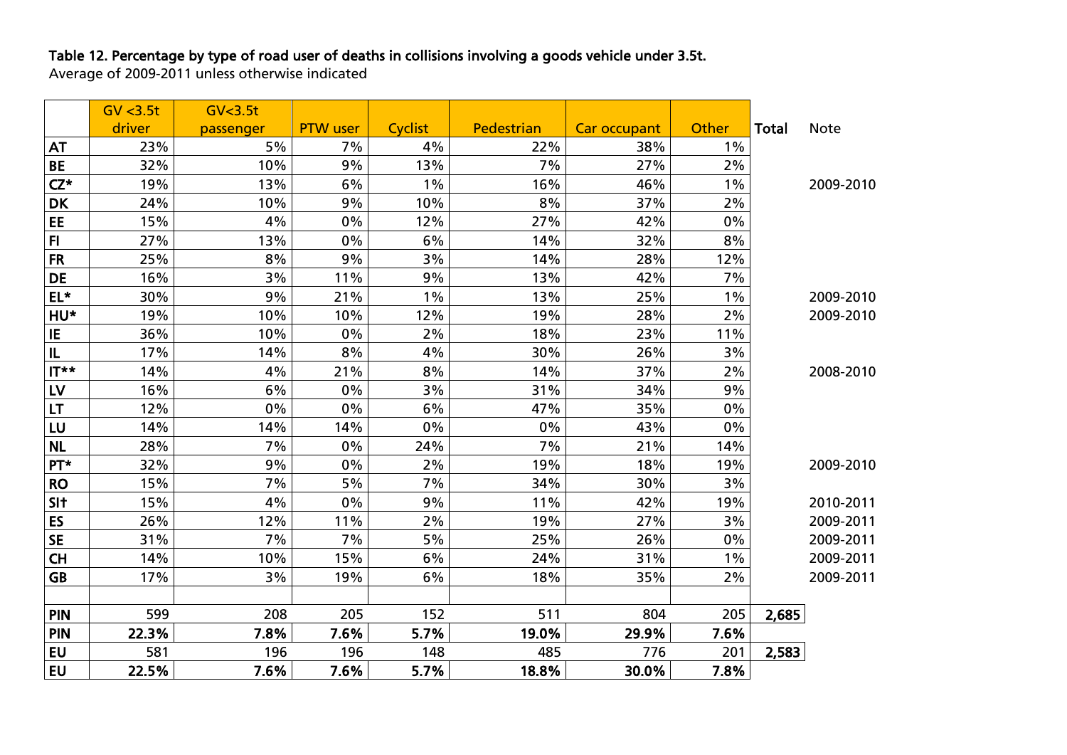**Table 12. Percentage by type of road user of deaths in collisions involving a goods vehicle under 3.5t.**
Average of 2009-2011 unless otherwise indicated

| | GV <3.5t driver | GV<3.5t passenger | PTW user | Cyclist | Pedestrian | Car occupant | Other | Total | Note |
|---|---|---|---|---|---|---|---|---|---|
| **AT** | 23% | 5% | 7% | 4% | 22% | 38% | 1% | | |
| **BE** | 32% | 10% | 9% | 13% | 7% | 27% | 2% | | |
| **CZ*** | 19% | 13% | 6% | 1% | 16% | 46% | 1% | | 2009-2010 |
| **DK** | 24% | 10% | 9% | 10% | 8% | 37% | 2% | | |
| **EE** | 15% | 4% | 0% | 12% | 27% | 42% | 0% | | |
| **FI** | 27% | 13% | 0% | 6% | 14% | 32% | 8% | | |
| **FR** | 25% | 8% | 9% | 3% | 14% | 28% | 12% | | |
| **DE** | 16% | 3% | 11% | 9% | 13% | 42% | 7% | | |
| **EL*** | 30% | 9% | 21% | 1% | 13% | 25% | 1% | | 2009-2010 |
| **HU*** | 19% | 10% | 10% | 12% | 19% | 28% | 2% | | 2009-2010 |
| **IE** | 36% | 10% | 0% | 2% | 18% | 23% | 11% | | |
| **IL** | 17% | 14% | 8% | 4% | 30% | 26% | 3% | | |
| **IT**** | 14% | 4% | 21% | 8% | 14% | 37% | 2% | | 2008-2010 |
| **LV** | 16% | 6% | 0% | 3% | 31% | 34% | 9% | | |
| **LT** | 12% | 0% | 0% | 6% | 47% | 35% | 0% | | |
| **LU** | 14% | 14% | 14% | 0% | 0% | 43% | 0% | | |
| **NL** | 28% | 7% | 0% | 24% | 7% | 21% | 14% | | |
| **PT*** | 32% | 9% | 0% | 2% | 19% | 18% | 19% | | 2009-2010 |
| **RO** | 15% | 7% | 5% | 7% | 34% | 30% | 3% | | |
| **SI†** | 15% | 4% | 0% | 9% | 11% | 42% | 19% | | 2010-2011 |
| **ES** | 26% | 12% | 11% | 2% | 19% | 27% | 3% | | 2009-2011 |
| **SE** | 31% | 7% | 7% | 5% | 25% | 26% | 0% | | 2009-2011 |
| **CH** | 14% | 10% | 15% | 6% | 24% | 31% | 1% | | 2009-2011 |
| **GB** | 17% | 3% | 19% | 6% | 18% | 35% | 2% | | 2009-2011 |
| | | | | | | | | | |
| **PIN** | 599 | 208 | 205 | 152 | 511 | 804 | 205 | **2,685** | |
| **PIN** | **22.3%** | **7.8%** | **7.6%** | **5.7%** | **19.0%** | **29.9%** | **7.6%** | | |
| **EU** | 581 | 196 | 196 | 148 | 485 | 776 | 201 | **2,583** | |
| **EU** | **22.5%** | **7.6%** | **7.6%** | **5.7%** | **18.8%** | **30.0%** | **7.8%** | | |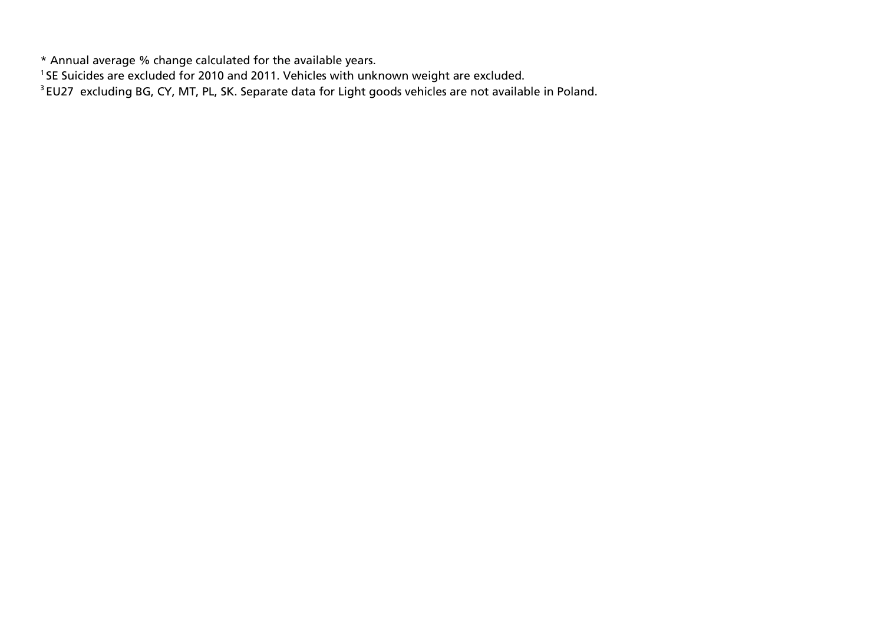* Annual average % change calculated for the available years.

[1] SE Suicides are excluded for 2010 and 2011. Vehicles with unknown weight are excluded.

[3] EU27  excluding BG, CY, MT, PL, SK. Separate data for Light goods vehicles are not available in Poland.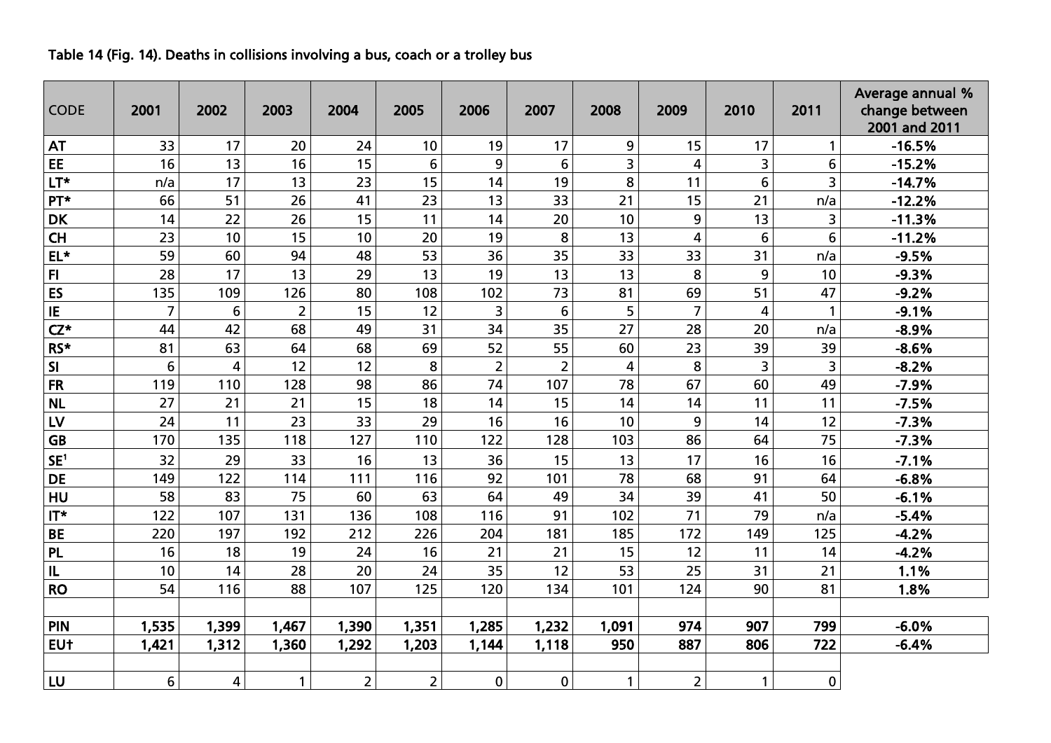Table 14 (Fig. 14). Deaths in collisions involving a bus, coach or a trolley bus

| CODE | 2001 | 2002 | 2003 | 2004 | 2005 | 2006 | 2007 | 2008 | 2009 | 2010 | 2011 | Average annual % change between 2001 and 2011 |
|---|---|---|---|---|---|---|---|---|---|---|---|---|
| AT | 33 | 17 | 20 | 24 | 10 | 19 | 17 | 9 | 15 | 17 | 1 | -16.5% |
| EE | 16 | 13 | 16 | 15 | 6 | 9 | 6 | 3 | 4 | 3 | 6 | -15.2% |
| LT* | n/a | 17 | 13 | 23 | 15 | 14 | 19 | 8 | 11 | 6 | 3 | -14.7% |
| PT* | 66 | 51 | 26 | 41 | 23 | 13 | 33 | 21 | 15 | 21 | n/a | -12.2% |
| DK | 14 | 22 | 26 | 15 | 11 | 14 | 20 | 10 | 9 | 13 | 3 | -11.3% |
| CH | 23 | 10 | 15 | 10 | 20 | 19 | 8 | 13 | 4 | 6 | 6 | -11.2% |
| EL* | 59 | 60 | 94 | 48 | 53 | 36 | 35 | 33 | 33 | 31 | n/a | -9.5% |
| FI | 28 | 17 | 13 | 29 | 13 | 19 | 13 | 13 | 8 | 9 | 10 | -9.3% |
| ES | 135 | 109 | 126 | 80 | 108 | 102 | 73 | 81 | 69 | 51 | 47 | -9.2% |
| IE | 7 | 6 | 2 | 15 | 12 | 3 | 6 | 5 | 7 | 4 | 1 | -9.1% |
| CZ* | 44 | 42 | 68 | 49 | 31 | 34 | 35 | 27 | 28 | 20 | n/a | -8.9% |
| RS* | 81 | 63 | 64 | 68 | 69 | 52 | 55 | 60 | 23 | 39 | 39 | -8.6% |
| SI | 6 | 4 | 12 | 12 | 8 | 2 | 2 | 4 | 8 | 3 | 3 | -8.2% |
| FR | 119 | 110 | 128 | 98 | 86 | 74 | 107 | 78 | 67 | 60 | 49 | -7.9% |
| NL | 27 | 21 | 21 | 15 | 18 | 14 | 15 | 14 | 14 | 11 | 11 | -7.5% |
| LV | 24 | 11 | 23 | 33 | 29 | 16 | 16 | 10 | 9 | 14 | 12 | -7.3% |
| GB | 170 | 135 | 118 | 127 | 110 | 122 | 128 | 103 | 86 | 64 | 75 | -7.3% |
| SE[1] | 32 | 29 | 33 | 16 | 13 | 36 | 15 | 13 | 17 | 16 | 16 | -7.1% |
| DE | 149 | 122 | 114 | 111 | 116 | 92 | 101 | 78 | 68 | 91 | 64 | -6.8% |
| HU | 58 | 83 | 75 | 60 | 63 | 64 | 49 | 34 | 39 | 41 | 50 | -6.1% |
| IT* | 122 | 107 | 131 | 136 | 108 | 116 | 91 | 102 | 71 | 79 | n/a | -5.4% |
| BE | 220 | 197 | 192 | 212 | 226 | 204 | 181 | 185 | 172 | 149 | 125 | -4.2% |
| PL | 16 | 18 | 19 | 24 | 16 | 21 | 21 | 15 | 12 | 11 | 14 | -4.2% |
| IL | 10 | 14 | 28 | 20 | 24 | 35 | 12 | 53 | 25 | 31 | 21 | 1.1% |
| RO | 54 | 116 | 88 | 107 | 125 | 120 | 134 | 101 | 124 | 90 | 81 | 1.8% |
| | | | | | | | | | | | | |
| **PIN** | **1,535** | **1,399** | **1,467** | **1,390** | **1,351** | **1,285** | **1,232** | **1,091** | **974** | **907** | **799** | **-6.0%** |
| **EU†** | **1,421** | **1,312** | **1,360** | **1,292** | **1,203** | **1,144** | **1,118** | **950** | **887** | **806** | **722** | **-6.4%** |
| | | | | | | | | | | | | |
| LU | 6 | 4 | 1 | 2 | 2 | 0 | 0 | 1 | 2 | 1 | 0 | |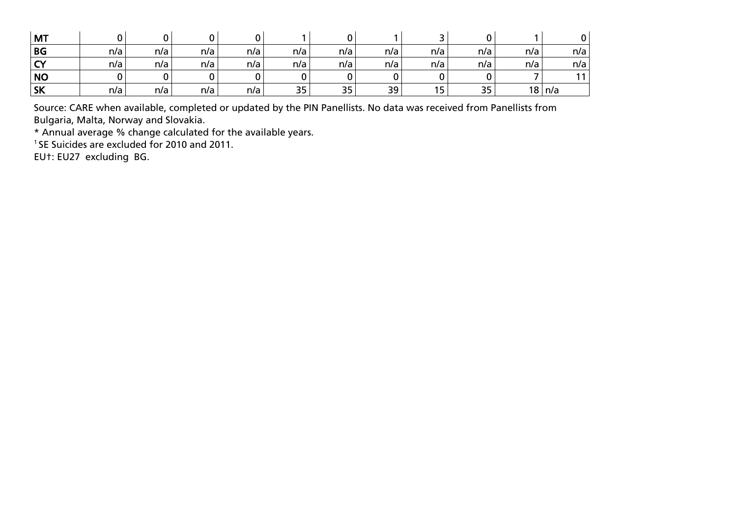| MT | 0 | 0 | 0 | 0 | 1 | 0 | 1 | 3 | 0 | 1 | 0 |
|---|---|---|---|---|---|---|---|---|---|---|---|
| BG | n/a | n/a | n/a | n/a | n/a | n/a | n/a | n/a | n/a | n/a | n/a |
| CY | n/a | n/a | n/a | n/a | n/a | n/a | n/a | n/a | n/a | n/a | n/a |
| NO | 0 | 0 | 0 | 0 | 0 | 0 | 0 | 0 | 0 | 7 | 11 |
| SK | n/a | n/a | n/a | n/a | 35 | 35 | 39 | 15 | 35 | 18 | n/a |

Source: CARE when available, completed or updated by the PIN Panellists. No data was received from Panellists from Bulgaria, Malta, Norway and Slovakia.

* Annual average % change calculated for the available years.

[1] SE Suicides are excluded for 2010 and 2011.

EU†: EU27 excluding BG.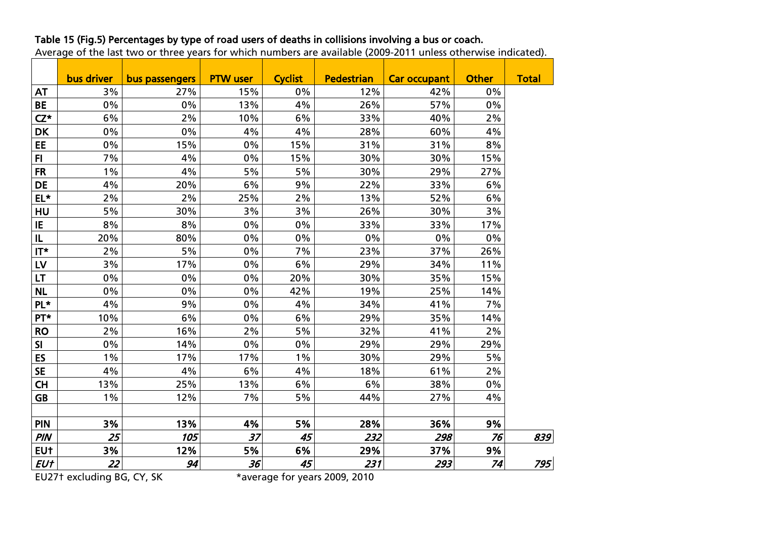**Table 15 (Fig.5) Percentages by type of road users of deaths in collisions involving a bus or coach.**

Average of the last two or three years for which numbers are available (2009-2011 unless otherwise indicated).

| | bus driver | bus passengers | PTW user | Cyclist | Pedestrian | Car occupant | Other | Total |
|---|---|---|---|---|---|---|---|---|
| **AT** | 3% | 27% | 15% | 0% | 12% | 42% | 0% | |
| **BE** | 0% | 0% | 13% | 4% | 26% | 57% | 0% | |
| **CZ*** | 6% | 2% | 10% | 6% | 33% | 40% | 2% | |
| **DK** | 0% | 0% | 4% | 4% | 28% | 60% | 4% | |
| **EE** | 0% | 15% | 0% | 15% | 31% | 31% | 8% | |
| **FI** | 7% | 4% | 0% | 15% | 30% | 30% | 15% | |
| **FR** | 1% | 4% | 5% | 5% | 30% | 29% | 27% | |
| **DE** | 4% | 20% | 6% | 9% | 22% | 33% | 6% | |
| **EL*** | 2% | 2% | 25% | 2% | 13% | 52% | 6% | |
| **HU** | 5% | 30% | 3% | 3% | 26% | 30% | 3% | |
| **IE** | 8% | 8% | 0% | 0% | 33% | 33% | 17% | |
| **IL** | 20% | 80% | 0% | 0% | 0% | 0% | 0% | |
| **IT*** | 2% | 5% | 0% | 7% | 23% | 37% | 26% | |
| **LV** | 3% | 17% | 0% | 6% | 29% | 34% | 11% | |
| **LT** | 0% | 0% | 0% | 20% | 30% | 35% | 15% | |
| **NL** | 0% | 0% | 0% | 42% | 19% | 25% | 14% | |
| **PL*** | 4% | 9% | 0% | 4% | 34% | 41% | 7% | |
| **PT*** | 10% | 6% | 0% | 6% | 29% | 35% | 14% | |
| **RO** | 2% | 16% | 2% | 5% | 32% | 41% | 2% | |
| **SI** | 0% | 14% | 0% | 0% | 29% | 29% | 29% | |
| **ES** | 1% | 17% | 17% | 1% | 30% | 29% | 5% | |
| **SE** | 4% | 4% | 6% | 4% | 18% | 61% | 2% | |
| **CH** | 13% | 25% | 13% | 6% | 6% | 38% | 0% | |
| **GB** | 1% | 12% | 7% | 5% | 44% | 27% | 4% | |
| | | | | | | | | |
| **PIN** | **3%** | **13%** | **4%** | **5%** | **28%** | **36%** | **9%** | |
| ***PIN*** | ***25*** | ***105*** | ***37*** | ***45*** | ***232*** | ***298*** | ***76*** | ***839*** |
| **EU†** | **3%** | **12%** | **5%** | **6%** | **29%** | **37%** | **9%** | |
| ***EU†*** | ***22*** | ***94*** | ***36*** | ***45*** | ***231*** | ***293*** | ***74*** | ***795*** |

EU27† excluding BG, CY, SK    *average for years 2009, 2010